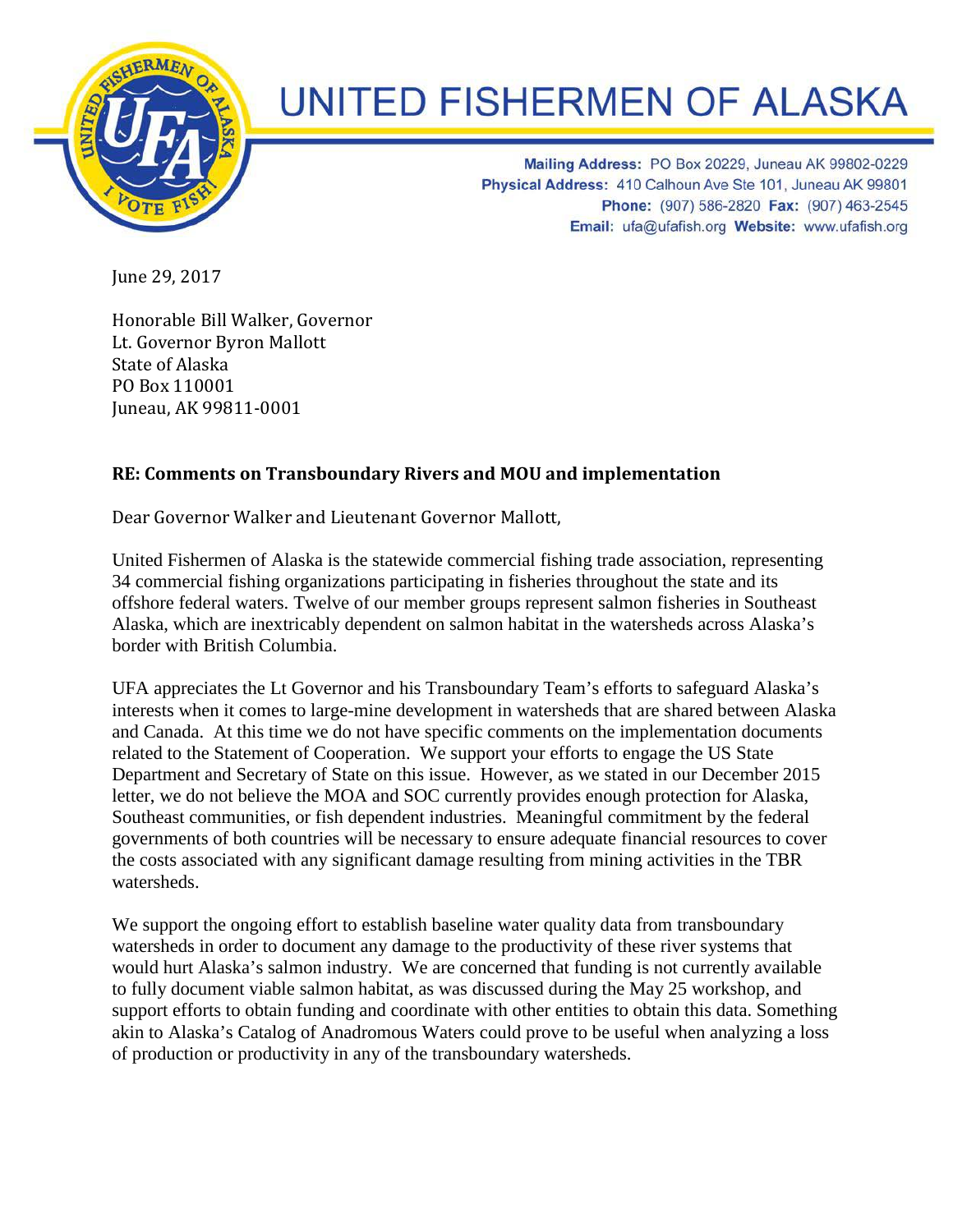# UNITED FISHERMEN OF ALASKA

**Mailing Address:** PO Box 20229, Juneau AK 99802-0229
**Physical Address:** 410 Calhoun Ave Ste 101, Juneau AK 99801
**Phone:** (907) 586-2820 **Fax:** (907) 463-2545
**Email:** ufa@ufafish.org **Website:** www.ufafish.org

June 29, 2017

Honorable Bill Walker, Governor
Lt. Governor Byron Mallott
State of Alaska
PO Box 110001
Juneau, AK 99811-0001

**RE: Comments on Transboundary Rivers and MOU and implementation**

Dear Governor Walker and Lieutenant Governor Mallott,

United Fishermen of Alaska is the statewide commercial fishing trade association, representing 34 commercial fishing organizations participating in fisheries throughout the state and its offshore federal waters. Twelve of our member groups represent salmon fisheries in Southeast Alaska, which are inextricably dependent on salmon habitat in the watersheds across Alaska's border with British Columbia.

UFA appreciates the Lt Governor and his Transboundary Team's efforts to safeguard Alaska's interests when it comes to large-mine development in watersheds that are shared between Alaska and Canada. At this time we do not have specific comments on the implementation documents related to the Statement of Cooperation. We support your efforts to engage the US State Department and Secretary of State on this issue. However, as we stated in our December 2015 letter, we do not believe the MOA and SOC currently provides enough protection for Alaska, Southeast communities, or fish dependent industries. Meaningful commitment by the federal governments of both countries will be necessary to ensure adequate financial resources to cover the costs associated with any significant damage resulting from mining activities in the TBR watersheds.

We support the ongoing effort to establish baseline water quality data from transboundary watersheds in order to document any damage to the productivity of these river systems that would hurt Alaska's salmon industry. We are concerned that funding is not currently available to fully document viable salmon habitat, as was discussed during the May 25 workshop, and support efforts to obtain funding and coordinate with other entities to obtain this data. Something akin to Alaska's Catalog of Anadromous Waters could prove to be useful when analyzing a loss of production or productivity in any of the transboundary watersheds.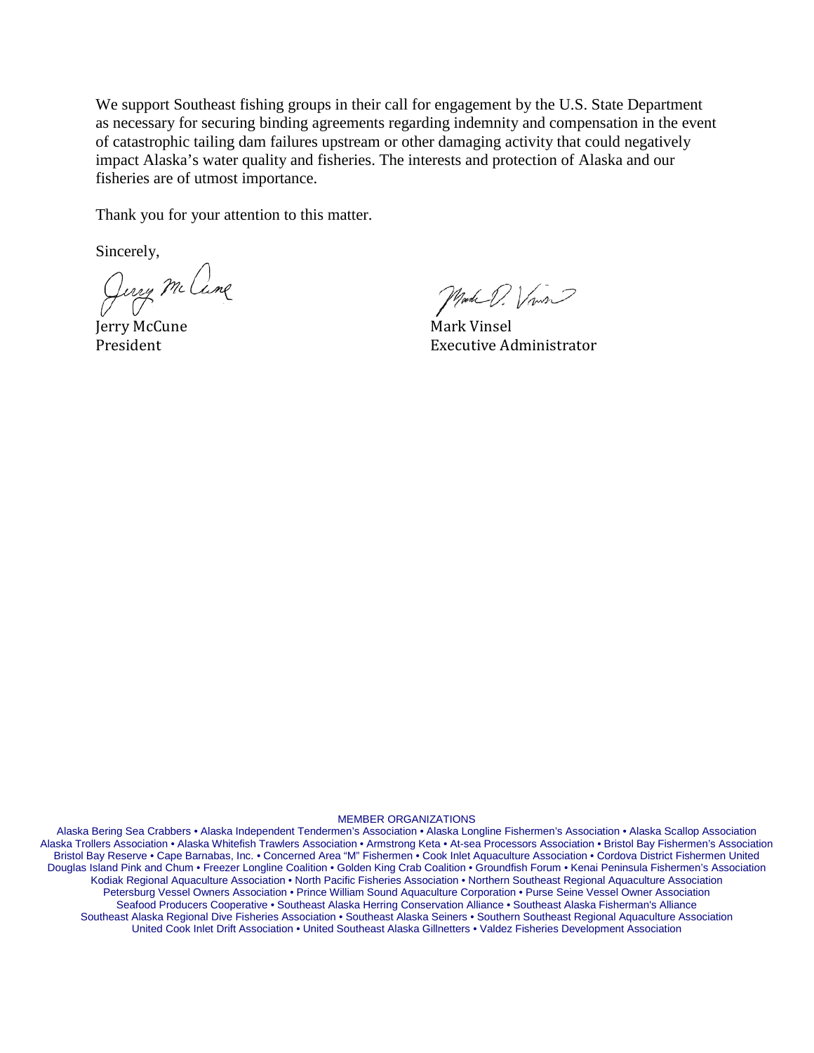We support Southeast fishing groups in their call for engagement by the U.S. State Department as necessary for securing binding agreements regarding indemnity and compensation in the event of catastrophic tailing dam failures upstream or other damaging activity that could negatively impact Alaska's water quality and fisheries. The interests and protection of Alaska and our fisheries are of utmost importance.

Thank you for your attention to this matter.

Sincerely,

Jerry McCune
President

Mark Vinsel
Executive Administrator

MEMBER ORGANIZATIONS

Alaska Bering Sea Crabbers • Alaska Independent Tendermen's Association • Alaska Longline Fishermen's Association • Alaska Scallop Association
Alaska Trollers Association • Alaska Whitefish Trawlers Association • Armstrong Keta • At-sea Processors Association • Bristol Bay Fishermen's Association
Bristol Bay Reserve • Cape Barnabas, Inc. • Concerned Area "M" Fishermen • Cook Inlet Aquaculture Association • Cordova District Fishermen United
Douglas Island Pink and Chum • Freezer Longline Coalition • Golden King Crab Coalition • Groundfish Forum • Kenai Peninsula Fishermen's Association
Kodiak Regional Aquaculture Association • North Pacific Fisheries Association • Northern Southeast Regional Aquaculture Association
Petersburg Vessel Owners Association • Prince William Sound Aquaculture Corporation • Purse Seine Vessel Owner Association
Seafood Producers Cooperative • Southeast Alaska Herring Conservation Alliance • Southeast Alaska Fisherman's Alliance
Southeast Alaska Regional Dive Fisheries Association • Southeast Alaska Seiners • Southern Southeast Regional Aquaculture Association
United Cook Inlet Drift Association • United Southeast Alaska Gillnetters • Valdez Fisheries Development Association